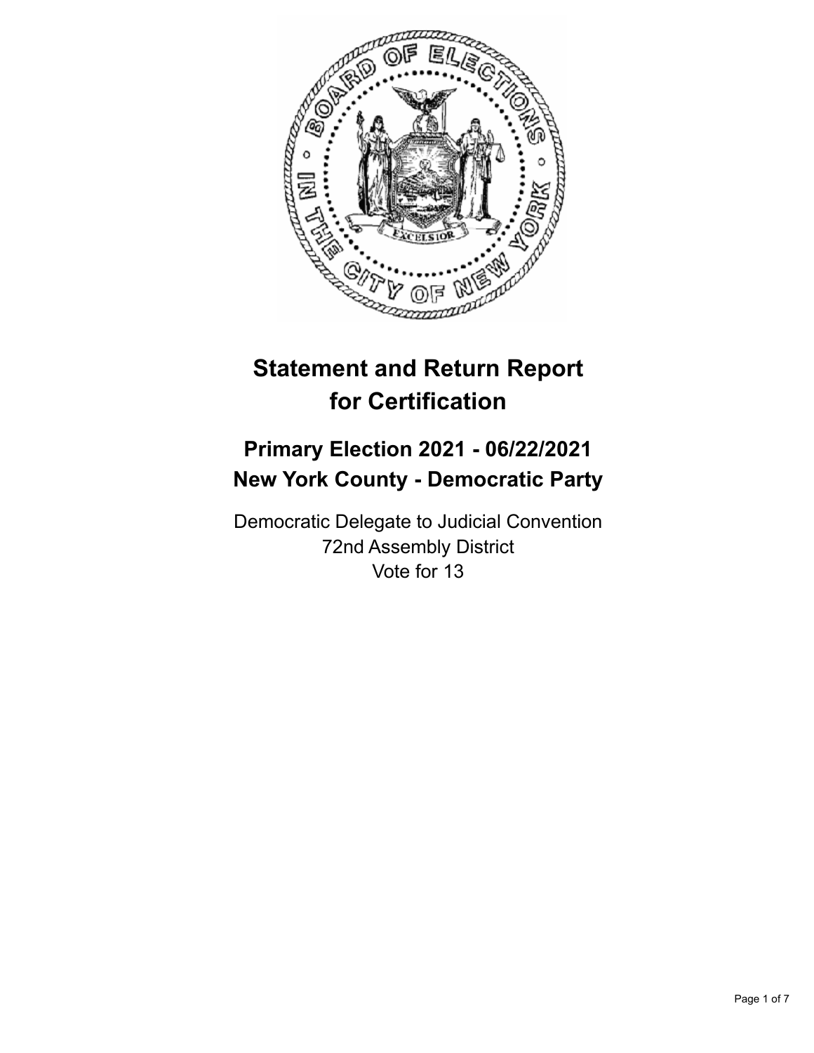# Statement and Return Report for Certification

## Primary Election 2021 - 06/22/2021
## New York County - Democratic Party

Democratic Delegate to Judicial Convention
72nd Assembly District
Vote for 13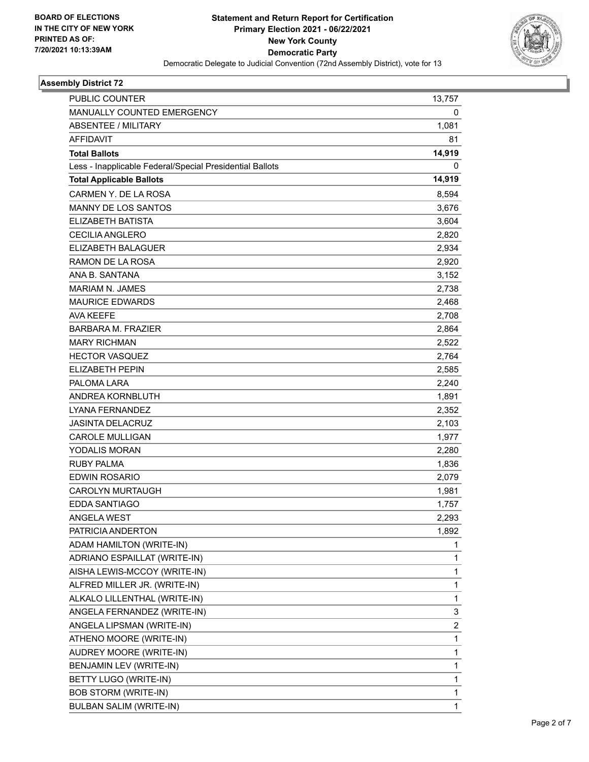BOARD OF ELECTIONS
IN THE CITY OF NEW YORK
PRINTED AS OF:
7/20/2021 10:13:39AM

**Statement and Return Report for Certification**
**Primary Election 2021 - 06/22/2021**
**New York County**
**Democratic Party**
Democratic Delegate to Judicial Convention (72nd Assembly District), vote for 13

## Assembly District 72

| | |
|---|---|
| PUBLIC COUNTER | 13,757 |
| MANUALLY COUNTED EMERGENCY | 0 |
| ABSENTEE / MILITARY | 1,081 |
| AFFIDAVIT | 81 |
| **Total Ballots** | **14,919** |
| Less - Inapplicable Federal/Special Presidential Ballots | 0 |
| **Total Applicable Ballots** | **14,919** |
| CARMEN Y. DE LA ROSA | 8,594 |
| MANNY DE LOS SANTOS | 3,676 |
| ELIZABETH BATISTA | 3,604 |
| CECILIA ANGLERO | 2,820 |
| ELIZABETH BALAGUER | 2,934 |
| RAMON DE LA ROSA | 2,920 |
| ANA B. SANTANA | 3,152 |
| MARIAM N. JAMES | 2,738 |
| MAURICE EDWARDS | 2,468 |
| AVA KEEFE | 2,708 |
| BARBARA M. FRAZIER | 2,864 |
| MARY RICHMAN | 2,522 |
| HECTOR VASQUEZ | 2,764 |
| ELIZABETH PEPIN | 2,585 |
| PALOMA LARA | 2,240 |
| ANDREA KORNBLUTH | 1,891 |
| LYANA FERNANDEZ | 2,352 |
| JASINTA DELACRUZ | 2,103 |
| CAROLE MULLIGAN | 1,977 |
| YODALIS MORAN | 2,280 |
| RUBY PALMA | 1,836 |
| EDWIN ROSARIO | 2,079 |
| CAROLYN MURTAUGH | 1,981 |
| EDDA SANTIAGO | 1,757 |
| ANGELA WEST | 2,293 |
| PATRICIA ANDERTON | 1,892 |
| ADAM HAMILTON (WRITE-IN) | 1 |
| ADRIANO ESPAILLAT (WRITE-IN) | 1 |
| AISHA LEWIS-MCCOY (WRITE-IN) | 1 |
| ALFRED MILLER JR. (WRITE-IN) | 1 |
| ALKALO LILLENTHAL (WRITE-IN) | 1 |
| ANGELA FERNANDEZ (WRITE-IN) | 3 |
| ANGELA LIPSMAN (WRITE-IN) | 2 |
| ATHENO MOORE (WRITE-IN) | 1 |
| AUDREY MOORE (WRITE-IN) | 1 |
| BENJAMIN LEV (WRITE-IN) | 1 |
| BETTY LUGO (WRITE-IN) | 1 |
| BOB STORM (WRITE-IN) | 1 |
| BULBAN SALIM (WRITE-IN) | 1 |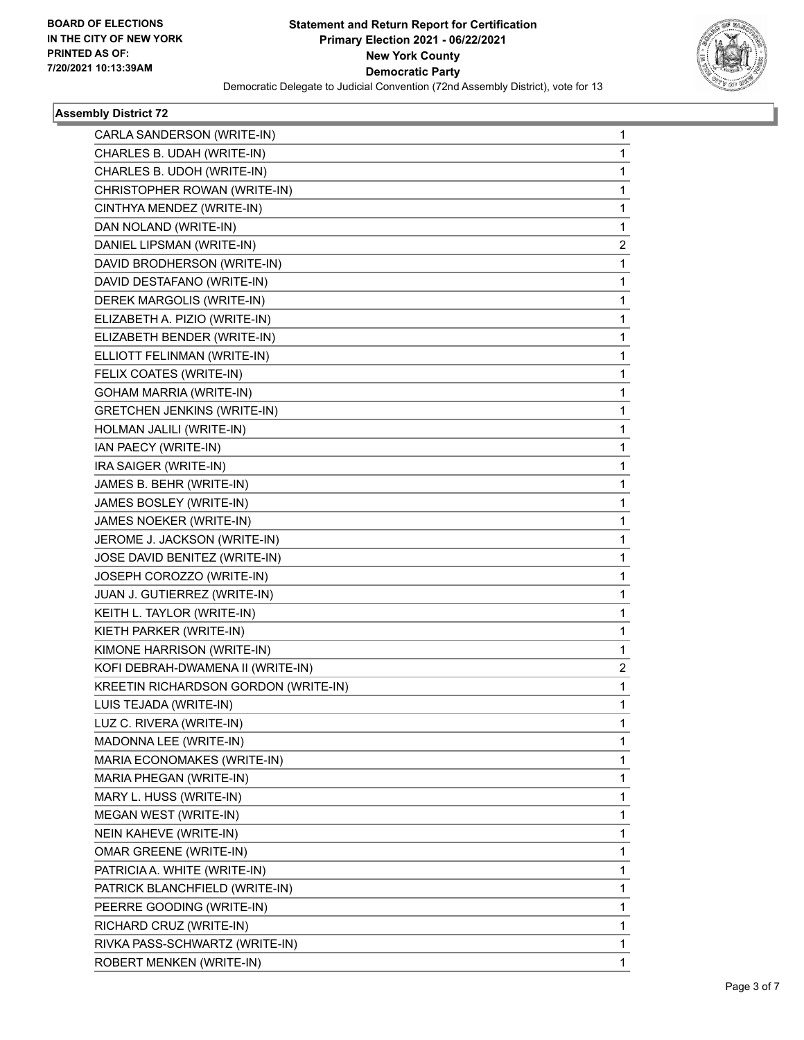**BOARD OF ELECTIONS IN THE CITY OF NEW YORK PRINTED AS OF: 7/20/2021 10:13:39AM**

# Statement and Return Report for Certification
## Primary Election 2021 - 06/22/2021
## New York County
## Democratic Party
### Democratic Delegate to Judicial Convention (72nd Assembly District), vote for 13

**Assembly District 72**

| Candidate | Votes |
|---|---|
| CARLA SANDERSON (WRITE-IN) | 1 |
| CHARLES B. UDAH (WRITE-IN) | 1 |
| CHARLES B. UDOH (WRITE-IN) | 1 |
| CHRISTOPHER ROWAN (WRITE-IN) | 1 |
| CINTHYA MENDEZ (WRITE-IN) | 1 |
| DAN NOLAND (WRITE-IN) | 1 |
| DANIEL LIPSMAN (WRITE-IN) | 2 |
| DAVID BRODHERSON (WRITE-IN) | 1 |
| DAVID DESTAFANO (WRITE-IN) | 1 |
| DEREK MARGOLIS (WRITE-IN) | 1 |
| ELIZABETH A. PIZIO (WRITE-IN) | 1 |
| ELIZABETH BENDER (WRITE-IN) | 1 |
| ELLIOTT FELINMAN (WRITE-IN) | 1 |
| FELIX COATES (WRITE-IN) | 1 |
| GOHAM MARRIA (WRITE-IN) | 1 |
| GRETCHEN JENKINS (WRITE-IN) | 1 |
| HOLMAN JALILI (WRITE-IN) | 1 |
| IAN PAECY (WRITE-IN) | 1 |
| IRA SAIGER (WRITE-IN) | 1 |
| JAMES B. BEHR (WRITE-IN) | 1 |
| JAMES BOSLEY (WRITE-IN) | 1 |
| JAMES NOEKER (WRITE-IN) | 1 |
| JEROME J. JACKSON (WRITE-IN) | 1 |
| JOSE DAVID BENITEZ (WRITE-IN) | 1 |
| JOSEPH COROZZO (WRITE-IN) | 1 |
| JUAN J. GUTIERREZ (WRITE-IN) | 1 |
| KEITH L. TAYLOR (WRITE-IN) | 1 |
| KIETH PARKER (WRITE-IN) | 1 |
| KIMONE HARRISON (WRITE-IN) | 1 |
| KOFI DEBRAH-DWAMENA II (WRITE-IN) | 2 |
| KREETIN RICHARDSON GORDON (WRITE-IN) | 1 |
| LUIS TEJADA (WRITE-IN) | 1 |
| LUZ C. RIVERA (WRITE-IN) | 1 |
| MADONNA LEE (WRITE-IN) | 1 |
| MARIA ECONOMAKES (WRITE-IN) | 1 |
| MARIA PHEGAN (WRITE-IN) | 1 |
| MARY L. HUSS (WRITE-IN) | 1 |
| MEGAN WEST (WRITE-IN) | 1 |
| NEIN KAHEVE (WRITE-IN) | 1 |
| OMAR GREENE (WRITE-IN) | 1 |
| PATRICIA A. WHITE (WRITE-IN) | 1 |
| PATRICK BLANCHFIELD (WRITE-IN) | 1 |
| PEERRE GOODING (WRITE-IN) | 1 |
| RICHARD CRUZ (WRITE-IN) | 1 |
| RIVKA PASS-SCHWARTZ (WRITE-IN) | 1 |
| ROBERT MENKEN (WRITE-IN) | 1 |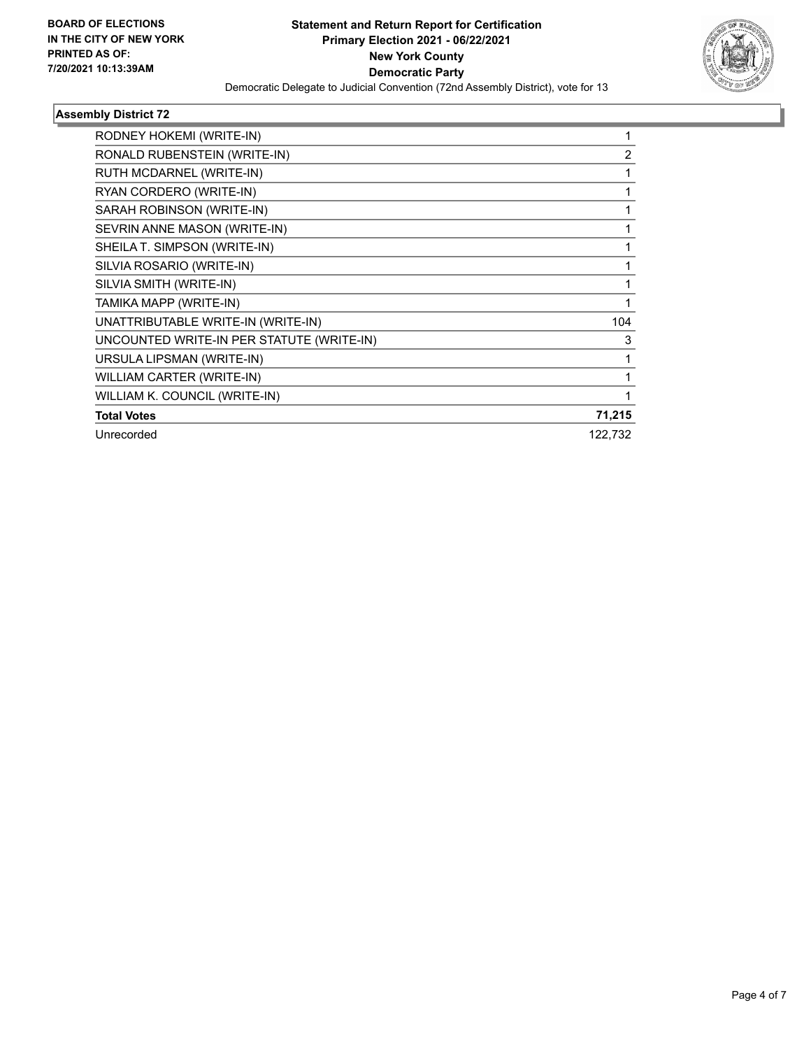**Statement and Return Report for Certification**
**Primary Election 2021 - 06/22/2021**
**New York County**
**Democratic Party**
Democratic Delegate to Judicial Convention (72nd Assembly District), vote for 13

BOARD OF ELECTIONS IN THE CITY OF NEW YORK PRINTED AS OF: 7/20/2021 10:13:39AM

### Assembly District 72

| | |
|---|---|
| RODNEY HOKEMI (WRITE-IN) | 1 |
| RONALD RUBENSTEIN (WRITE-IN) | 2 |
| RUTH MCDARNEL (WRITE-IN) | 1 |
| RYAN CORDERO (WRITE-IN) | 1 |
| SARAH ROBINSON (WRITE-IN) | 1 |
| SEVRIN ANNE MASON (WRITE-IN) | 1 |
| SHEILA T. SIMPSON (WRITE-IN) | 1 |
| SILVIA ROSARIO (WRITE-IN) | 1 |
| SILVIA SMITH (WRITE-IN) | 1 |
| TAMIKA MAPP (WRITE-IN) | 1 |
| UNATTRIBUTABLE WRITE-IN (WRITE-IN) | 104 |
| UNCOUNTED WRITE-IN PER STATUTE (WRITE-IN) | 3 |
| URSULA LIPSMAN (WRITE-IN) | 1 |
| WILLIAM CARTER (WRITE-IN) | 1 |
| WILLIAM K. COUNCIL (WRITE-IN) | 1 |
| **Total Votes** | **71,215** |
| Unrecorded | 122,732 |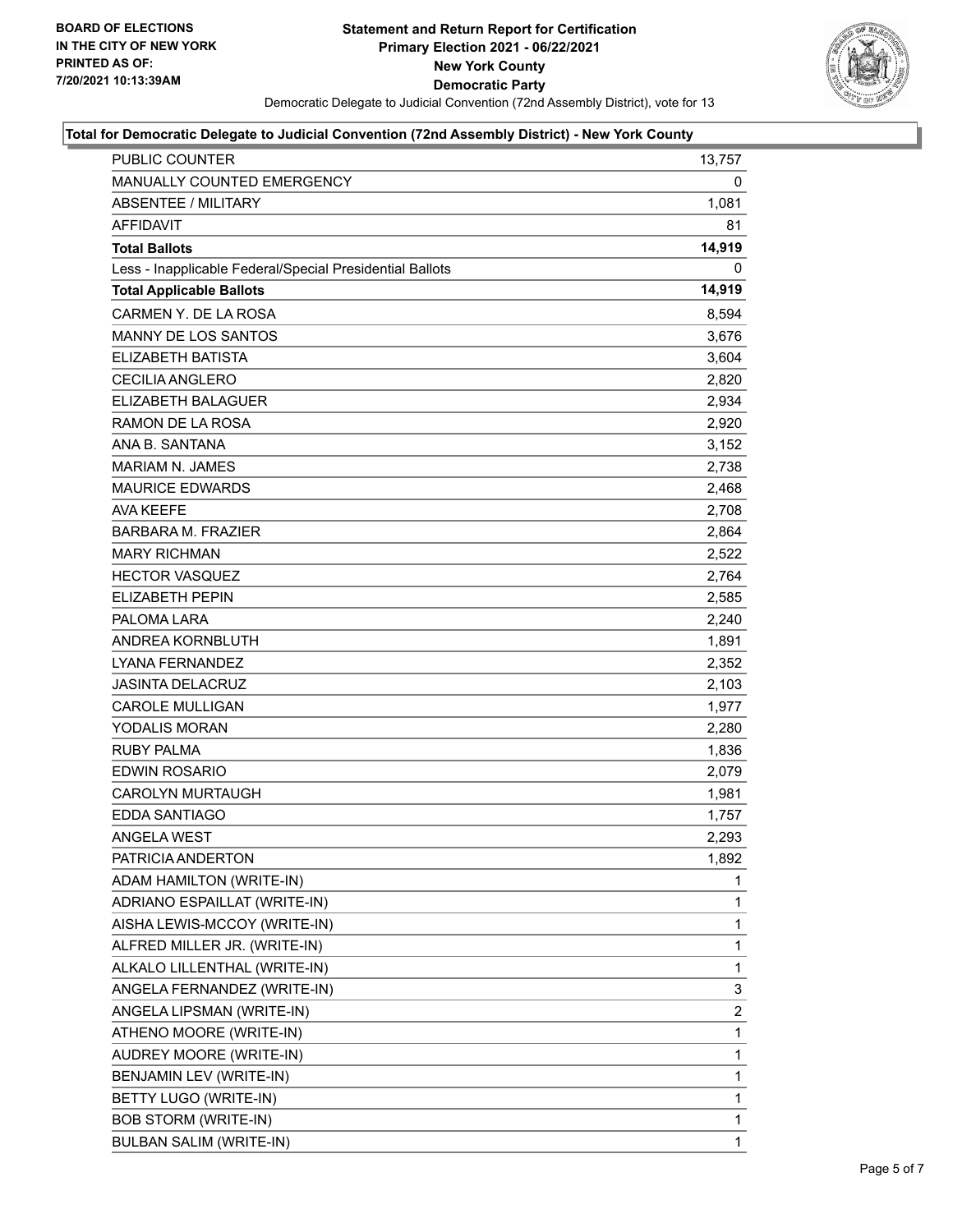**BOARD OF ELECTIONS IN THE CITY OF NEW YORK PRINTED AS OF: 7/20/2021 10:13:39AM**

# Statement and Return Report for Certification
## Primary Election 2021 - 06/22/2021
## New York County
## Democratic Party

Democratic Delegate to Judicial Convention (72nd Assembly District), vote for 13

### Total for Democratic Delegate to Judicial Convention (72nd Assembly District) - New York County

| | |
|---|---|
| PUBLIC COUNTER | 13,757 |
| MANUALLY COUNTED EMERGENCY | 0 |
| ABSENTEE / MILITARY | 1,081 |
| AFFIDAVIT | 81 |
| **Total Ballots** | **14,919** |
| Less - Inapplicable Federal/Special Presidential Ballots | 0 |
| **Total Applicable Ballots** | **14,919** |
| CARMEN Y. DE LA ROSA | 8,594 |
| MANNY DE LOS SANTOS | 3,676 |
| ELIZABETH BATISTA | 3,604 |
| CECILIA ANGLERO | 2,820 |
| ELIZABETH BALAGUER | 2,934 |
| RAMON DE LA ROSA | 2,920 |
| ANA B. SANTANA | 3,152 |
| MARIAM N. JAMES | 2,738 |
| MAURICE EDWARDS | 2,468 |
| AVA KEEFE | 2,708 |
| BARBARA M. FRAZIER | 2,864 |
| MARY RICHMAN | 2,522 |
| HECTOR VASQUEZ | 2,764 |
| ELIZABETH PEPIN | 2,585 |
| PALOMA LARA | 2,240 |
| ANDREA KORNBLUTH | 1,891 |
| LYANA FERNANDEZ | 2,352 |
| JASINTA DELACRUZ | 2,103 |
| CAROLE MULLIGAN | 1,977 |
| YODALIS MORAN | 2,280 |
| RUBY PALMA | 1,836 |
| EDWIN ROSARIO | 2,079 |
| CAROLYN MURTAUGH | 1,981 |
| EDDA SANTIAGO | 1,757 |
| ANGELA WEST | 2,293 |
| PATRICIA ANDERTON | 1,892 |
| ADAM HAMILTON (WRITE-IN) | 1 |
| ADRIANO ESPAILLAT (WRITE-IN) | 1 |
| AISHA LEWIS-MCCOY (WRITE-IN) | 1 |
| ALFRED MILLER JR. (WRITE-IN) | 1 |
| ALKALO LILLENTHAL (WRITE-IN) | 1 |
| ANGELA FERNANDEZ (WRITE-IN) | 3 |
| ANGELA LIPSMAN (WRITE-IN) | 2 |
| ATHENO MOORE (WRITE-IN) | 1 |
| AUDREY MOORE (WRITE-IN) | 1 |
| BENJAMIN LEV (WRITE-IN) | 1 |
| BETTY LUGO (WRITE-IN) | 1 |
| BOB STORM (WRITE-IN) | 1 |
| BULBAN SALIM (WRITE-IN) | 1 |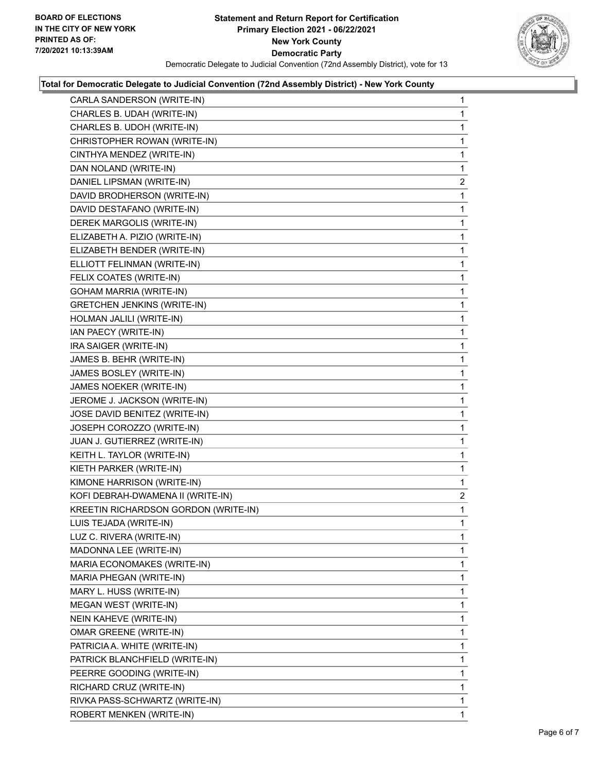**Statement and Return Report for Certification**
**Primary Election 2021 - 06/22/2021**
**New York County**
**Democratic Party**

BOARD OF ELECTIONS IN THE CITY OF NEW YORK PRINTED AS OF: 7/20/2021 10:13:39AM

Democratic Delegate to Judicial Convention (72nd Assembly District), vote for 13

**Total for Democratic Delegate to Judicial Convention (72nd Assembly District) - New York County**

| Candidate | Votes |
|---|---|
| CARLA SANDERSON (WRITE-IN) | 1 |
| CHARLES B. UDAH (WRITE-IN) | 1 |
| CHARLES B. UDOH (WRITE-IN) | 1 |
| CHRISTOPHER ROWAN (WRITE-IN) | 1 |
| CINTHYA MENDEZ (WRITE-IN) | 1 |
| DAN NOLAND (WRITE-IN) | 1 |
| DANIEL LIPSMAN (WRITE-IN) | 2 |
| DAVID BRODHERSON (WRITE-IN) | 1 |
| DAVID DESTAFANO (WRITE-IN) | 1 |
| DEREK MARGOLIS (WRITE-IN) | 1 |
| ELIZABETH A. PIZIO (WRITE-IN) | 1 |
| ELIZABETH BENDER (WRITE-IN) | 1 |
| ELLIOTT FELINMAN (WRITE-IN) | 1 |
| FELIX COATES (WRITE-IN) | 1 |
| GOHAM MARRIA (WRITE-IN) | 1 |
| GRETCHEN JENKINS (WRITE-IN) | 1 |
| HOLMAN JALILI (WRITE-IN) | 1 |
| IAN PAECY (WRITE-IN) | 1 |
| IRA SAIGER (WRITE-IN) | 1 |
| JAMES B. BEHR (WRITE-IN) | 1 |
| JAMES BOSLEY (WRITE-IN) | 1 |
| JAMES NOEKER (WRITE-IN) | 1 |
| JEROME J. JACKSON (WRITE-IN) | 1 |
| JOSE DAVID BENITEZ (WRITE-IN) | 1 |
| JOSEPH COROZZO (WRITE-IN) | 1 |
| JUAN J. GUTIERREZ (WRITE-IN) | 1 |
| KEITH L. TAYLOR (WRITE-IN) | 1 |
| KIETH PARKER (WRITE-IN) | 1 |
| KIMONE HARRISON (WRITE-IN) | 1 |
| KOFI DEBRAH-DWAMENA II (WRITE-IN) | 2 |
| KREETIN RICHARDSON GORDON (WRITE-IN) | 1 |
| LUIS TEJADA (WRITE-IN) | 1 |
| LUZ C. RIVERA (WRITE-IN) | 1 |
| MADONNA LEE (WRITE-IN) | 1 |
| MARIA ECONOMAKES (WRITE-IN) | 1 |
| MARIA PHEGAN (WRITE-IN) | 1 |
| MARY L. HUSS (WRITE-IN) | 1 |
| MEGAN WEST (WRITE-IN) | 1 |
| NEIN KAHEVE (WRITE-IN) | 1 |
| OMAR GREENE (WRITE-IN) | 1 |
| PATRICIA A. WHITE (WRITE-IN) | 1 |
| PATRICK BLANCHFIELD (WRITE-IN) | 1 |
| PEERRE GOODING (WRITE-IN) | 1 |
| RICHARD CRUZ (WRITE-IN) | 1 |
| RIVKA PASS-SCHWARTZ (WRITE-IN) | 1 |
| ROBERT MENKEN (WRITE-IN) | 1 |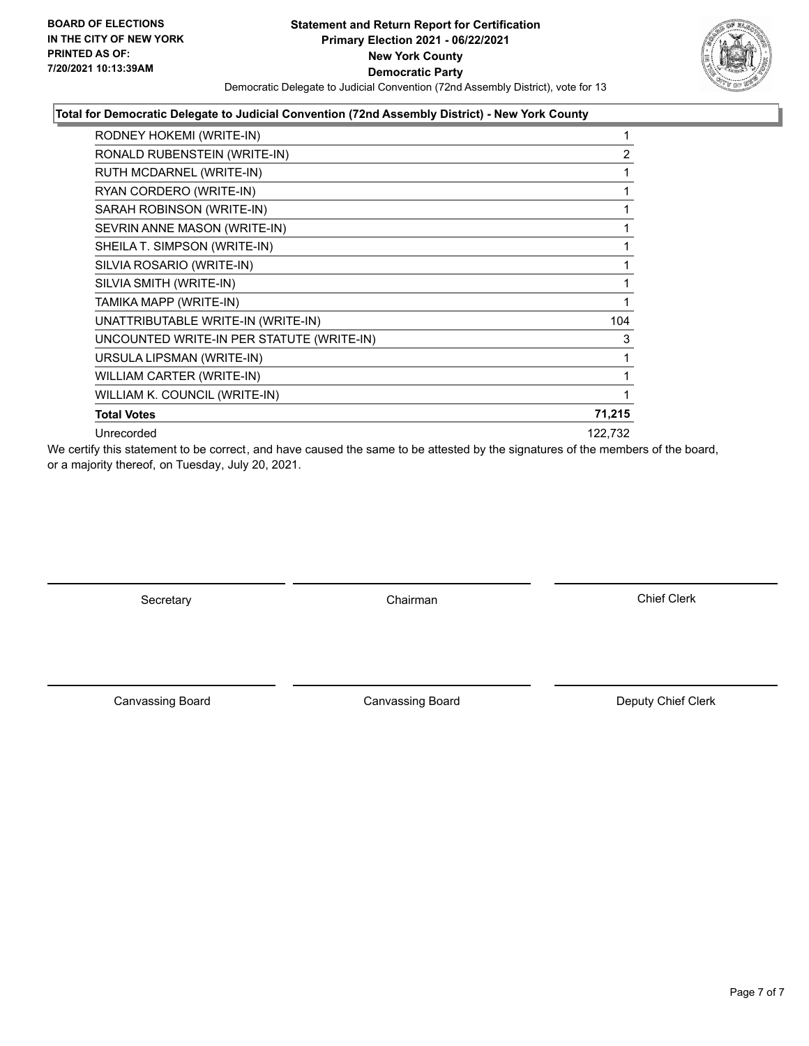**BOARD OF ELECTIONS IN THE CITY OF NEW YORK PRINTED AS OF: 7/20/2021 10:13:39AM**

**Statement and Return Report for Certification**
**Primary Election 2021 - 06/22/2021**
**New York County**
**Democratic Party**

Democratic Delegate to Judicial Convention (72nd Assembly District), vote for 13

**Total for Democratic Delegate to Judicial Convention (72nd Assembly District) - New York County**

| | |
|---|---|
| RODNEY HOKEMI (WRITE-IN) | 1 |
| RONALD RUBENSTEIN (WRITE-IN) | 2 |
| RUTH MCDARNEL (WRITE-IN) | 1 |
| RYAN CORDERO (WRITE-IN) | 1 |
| SARAH ROBINSON (WRITE-IN) | 1 |
| SEVRIN ANNE MASON (WRITE-IN) | 1 |
| SHEILA T. SIMPSON (WRITE-IN) | 1 |
| SILVIA ROSARIO (WRITE-IN) | 1 |
| SILVIA SMITH (WRITE-IN) | 1 |
| TAMIKA MAPP (WRITE-IN) | 1 |
| UNATTRIBUTABLE WRITE-IN (WRITE-IN) | 104 |
| UNCOUNTED WRITE-IN PER STATUTE (WRITE-IN) | 3 |
| URSULA LIPSMAN (WRITE-IN) | 1 |
| WILLIAM CARTER (WRITE-IN) | 1 |
| WILLIAM K. COUNCIL (WRITE-IN) | 1 |
| **Total Votes** | **71,215** |
| Unrecorded | 122,732 |

We certify this statement to be correct, and have caused the same to be attested by the signatures of the members of the board, or a majority thereof, on Tuesday, July 20, 2021.

Secretary

Chairman

Chief Clerk

Canvassing Board

Canvassing Board

Deputy Chief Clerk